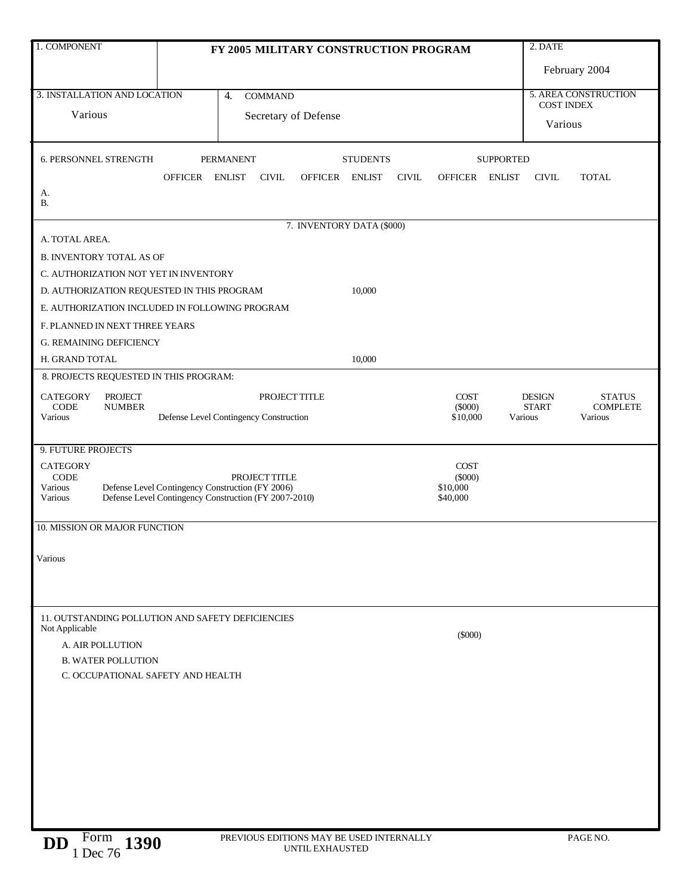| 1. COMPONENT | FY 2005 MILITARY CONSTRUCTION PROGRAM | 2. DATE |
|---|---|---|
| | | February 2004 |

| 3. INSTALLATION AND LOCATION | 4. COMMAND | 5. AREA CONSTRUCTION COST INDEX |
|---|---|---|
| Various | Secretary of Defense | Various |

**6. PERSONNEL STRENGTH**

| | PERMANENT | | | STUDENTS | | | SUPPORTED | | | |
|---|---|---|---|---|---|---|---|---|---|---|
| | OFFICER | ENLIST | CIVIL | OFFICER | ENLIST | CIVIL | OFFICER | ENLIST | CIVIL | TOTAL |
| A. | | | | | | | | | | |
| B. | | | | | | | | | | |

**7. INVENTORY DATA ($000)**

| | |
|---|---|
| A. TOTAL AREA. | |
| B. INVENTORY TOTAL AS OF | |
| C. AUTHORIZATION NOT YET IN INVENTORY | |
| D. AUTHORIZATION REQUESTED IN THIS PROGRAM | 10,000 |
| E. AUTHORIZATION INCLUDED IN FOLLOWING PROGRAM | |
| F. PLANNED IN NEXT THREE YEARS | |
| G. REMAINING DEFICIENCY | |
| H. GRAND TOTAL | 10,000 |

**8. PROJECTS REQUESTED IN THIS PROGRAM:**

| CATEGORY CODE | PROJECT NUMBER | PROJECT TITLE | COST ($000) | DESIGN START | STATUS COMPLETE |
|---|---|---|---|---|---|
| Various | | Defense Level Contingency Construction | $10,000 | Various | Various |

**9. FUTURE PROJECTS**

| CATEGORY CODE | PROJECT TITLE | COST ($000) |
|---|---|---|
| Various | Defense Level Contingency Construction (FY 2006) | $10,000 |
| Various | Defense Level Contingency Construction (FY 2007-2010) | $40,000 |

**10. MISSION OR MAJOR FUNCTION**

Various

**11. OUTSTANDING POLLUTION AND SAFETY DEFICIENCIES**

Not Applicable

| | ($000) |
|---|---|
| A. AIR POLLUTION | |
| B. WATER POLLUTION | |
| C. OCCUPATIONAL SAFETY AND HEALTH | |

DD Form 1390, 1 Dec 76 — PREVIOUS EDITIONS MAY BE USED INTERNALLY UNTIL EXHAUSTED — PAGE NO.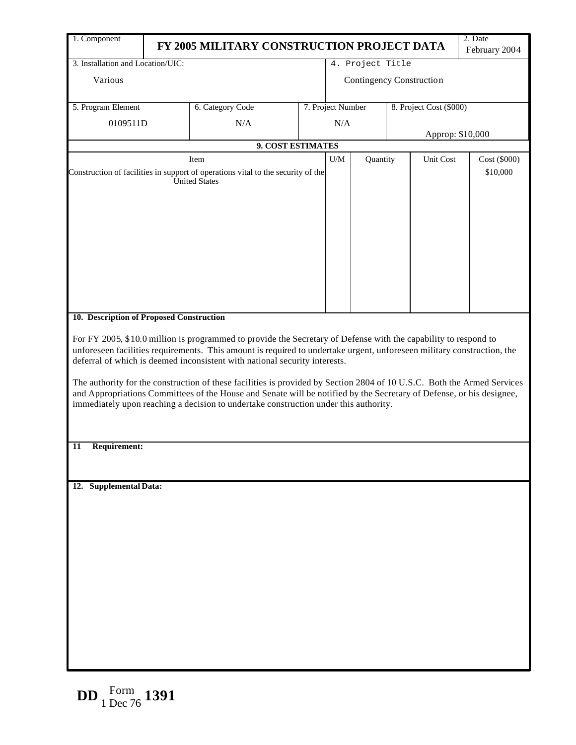| 1. Component | FY 2005 MILITARY CONSTRUCTION PROJECT DATA | 2. Date February 2004 |
|---|---|---|

| 3. Installation and Location/UIC: | 4. Project Title |
|---|---|
| Various | Contingency Construction |

| 5. Program Element | 6. Category Code | 7. Project Number | 8. Project Cost ($000) |
|---|---|---|---|
| 0109511D | N/A | N/A | Approp: $10,000 |

**9. COST ESTIMATES**

| Item | U/M | Quantity | Unit Cost | Cost ($000) |
|---|---|---|---|---|
| Construction of facilities in support of operations vital to the security of the United States | | | | $10,000 |

**10. Description of Proposed Construction**

For FY 2005, $10.0 million is programmed to provide the Secretary of Defense with the capability to respond to unforeseen facilities requirements. This amount is required to undertake urgent, unforeseen military construction, the deferral of which is deemed inconsistent with national security interests.

The authority for the construction of these facilities is provided by Section 2804 of 10 U.S.C. Both the Armed Services and Appropriations Committees of the House and Senate will be notified by the Secretary of Defense, or his designee, immediately upon reaching a decision to undertake construction under this authority.

**11 Requirement:**

**12. Supplemental Data:**

DD Form 1391, 1 Dec 76